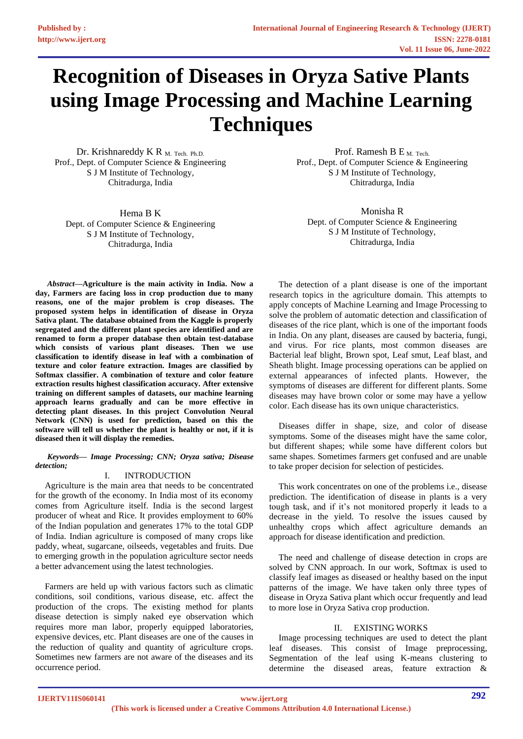# Recognition of Diseases in Oryza Sative Plants using Image Processing and Machine Learning Techniques

Dr. Krishnareddy K R M. Tech. Ph.D.
Prof., Dept. of Computer Science & Engineering
S J M Institute of Technology,
Chitradurga, India

Prof. Ramesh B E M. Tech.
Prof., Dept. of Computer Science & Engineering
S J M Institute of Technology,
Chitradurga, India

Hema B K
Dept. of Computer Science & Engineering
S J M Institute of Technology,
Chitradurga, India

Monisha R
Dept. of Computer Science & Engineering
S J M Institute of Technology,
Chitradurga, India

***Abstract*—Agriculture is the main activity in India. Now a day, Farmers are facing loss in crop production due to many reasons, one of the major problem is crop diseases. The proposed system helps in identification of disease in Oryza Sativa plant. The database obtained from the Kaggle is properly segregated and the different plant species are identified and are renamed to form a proper database then obtain test-database which consists of various plant diseases. Then we use classification to identify disease in leaf with a combination of texture and color feature extraction. Images are classified by Softmax classifier. A combination of texture and color feature extraction results highest classification accuracy. After extensive training on different samples of datasets, our machine learning approach learns gradually and can be more effective in detecting plant diseases. In this project Convolution Neural Network (CNN) is used for prediction, based on this the software will tell us whether the plant is healthy or not, if it is diseased then it will display the remedies.**

***Keywords— Image Processing; CNN; Oryza sativa; Disease detection;***

## I. INTRODUCTION

Agriculture is the main area that needs to be concentrated for the growth of the economy. In India most of its economy comes from Agriculture itself. India is the second largest producer of wheat and Rice. It provides employment to 60% of the Indian population and generates 17% to the total GDP of India. Indian agriculture is composed of many crops like paddy, wheat, sugarcane, oilseeds, vegetables and fruits. Due to emerging growth in the population agriculture sector needs a better advancement using the latest technologies.

Farmers are held up with various factors such as climatic conditions, soil conditions, various disease, etc. affect the production of the crops. The existing method for plants disease detection is simply naked eye observation which requires more man labor, properly equipped laboratories, expensive devices, etc. Plant diseases are one of the causes in the reduction of quality and quantity of agriculture crops. Sometimes new farmers are not aware of the diseases and its occurrence period.

The detection of a plant disease is one of the important research topics in the agriculture domain. This attempts to apply concepts of Machine Learning and Image Processing to solve the problem of automatic detection and classification of diseases of the rice plant, which is one of the important foods in India. On any plant, diseases are caused by bacteria, fungi, and virus. For rice plants, most common diseases are Bacterial leaf blight, Brown spot, Leaf smut, Leaf blast, and Sheath blight. Image processing operations can be applied on external appearances of infected plants. However, the symptoms of diseases are different for different plants. Some diseases may have brown color or some may have a yellow color. Each disease has its own unique characteristics.

Diseases differ in shape, size, and color of disease symptoms. Some of the diseases might have the same color, but different shapes; while some have different colors but same shapes. Sometimes farmers get confused and are unable to take proper decision for selection of pesticides.

This work concentrates on one of the problems i.e., disease prediction. The identification of disease in plants is a very tough task, and if it's not monitored properly it leads to a decrease in the yield. To resolve the issues caused by unhealthy crops which affect agriculture demands an approach for disease identification and prediction.

The need and challenge of disease detection in crops are solved by CNN approach. In our work, Softmax is used to classify leaf images as diseased or healthy based on the input patterns of the image. We have taken only three types of disease in Oryza Sativa plant which occur frequently and lead to more lose in Oryza Sativa crop production.

## II. EXISTING WORKS

Image processing techniques are used to detect the plant leaf diseases. This consist of Image preprocessing, Segmentation of the leaf using K-means clustering to determine the diseased areas, feature extraction &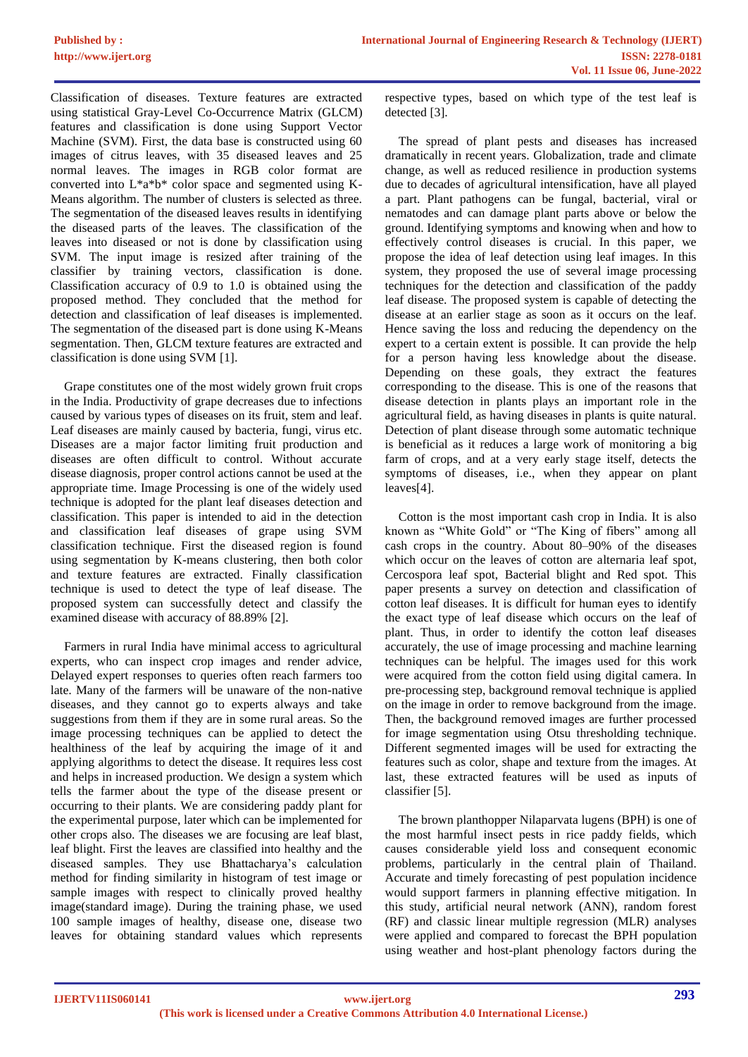Classification of diseases. Texture features are extracted using statistical Gray-Level Co-Occurrence Matrix (GLCM) features and classification is done using Support Vector Machine (SVM). First, the data base is constructed using 60 images of citrus leaves, with 35 diseased leaves and 25 normal leaves. The images in RGB color format are converted into L*a*b* color space and segmented using K-Means algorithm. The number of clusters is selected as three. The segmentation of the diseased leaves results in identifying the diseased parts of the leaves. The classification of the leaves into diseased or not is done by classification using SVM. The input image is resized after training of the classifier by training vectors, classification is done. Classification accuracy of 0.9 to 1.0 is obtained using the proposed method. They concluded that the method for detection and classification of leaf diseases is implemented. The segmentation of the diseased part is done using K-Means segmentation. Then, GLCM texture features are extracted and classification is done using SVM [1].

Grape constitutes one of the most widely grown fruit crops in the India. Productivity of grape decreases due to infections caused by various types of diseases on its fruit, stem and leaf. Leaf diseases are mainly caused by bacteria, fungi, virus etc. Diseases are a major factor limiting fruit production and diseases are often difficult to control. Without accurate disease diagnosis, proper control actions cannot be used at the appropriate time. Image Processing is one of the widely used technique is adopted for the plant leaf diseases detection and classification. This paper is intended to aid in the detection and classification leaf diseases of grape using SVM classification technique. First the diseased region is found using segmentation by K-means clustering, then both color and texture features are extracted. Finally classification technique is used to detect the type of leaf disease. The proposed system can successfully detect and classify the examined disease with accuracy of 88.89% [2].

Farmers in rural India have minimal access to agricultural experts, who can inspect crop images and render advice, Delayed expert responses to queries often reach farmers too late. Many of the farmers will be unaware of the non-native diseases, and they cannot go to experts always and take suggestions from them if they are in some rural areas. So the image processing techniques can be applied to detect the healthiness of the leaf by acquiring the image of it and applying algorithms to detect the disease. It requires less cost and helps in increased production. We design a system which tells the farmer about the type of the disease present or occurring to their plants. We are considering paddy plant for the experimental purpose, later which can be implemented for other crops also. The diseases we are focusing are leaf blast, leaf blight. First the leaves are classified into healthy and the diseased samples. They use Bhattacharya's calculation method for finding similarity in histogram of test image or sample images with respect to clinically proved healthy image(standard image). During the training phase, we used 100 sample images of healthy, disease one, disease two leaves for obtaining standard values which represents respective types, based on which type of the test leaf is detected [3].

The spread of plant pests and diseases has increased dramatically in recent years. Globalization, trade and climate change, as well as reduced resilience in production systems due to decades of agricultural intensification, have all played a part. Plant pathogens can be fungal, bacterial, viral or nematodes and can damage plant parts above or below the ground. Identifying symptoms and knowing when and how to effectively control diseases is crucial. In this paper, we propose the idea of leaf detection using leaf images. In this system, they proposed the use of several image processing techniques for the detection and classification of the paddy leaf disease. The proposed system is capable of detecting the disease at an earlier stage as soon as it occurs on the leaf. Hence saving the loss and reducing the dependency on the expert to a certain extent is possible. It can provide the help for a person having less knowledge about the disease. Depending on these goals, they extract the features corresponding to the disease. This is one of the reasons that disease detection in plants plays an important role in the agricultural field, as having diseases in plants is quite natural. Detection of plant disease through some automatic technique is beneficial as it reduces a large work of monitoring a big farm of crops, and at a very early stage itself, detects the symptoms of diseases, i.e., when they appear on plant leaves[4].

Cotton is the most important cash crop in India. It is also known as "White Gold" or "The King of fibers" among all cash crops in the country. About 80–90% of the diseases which occur on the leaves of cotton are alternaria leaf spot, Cercospora leaf spot, Bacterial blight and Red spot. This paper presents a survey on detection and classification of cotton leaf diseases. It is difficult for human eyes to identify the exact type of leaf disease which occurs on the leaf of plant. Thus, in order to identify the cotton leaf diseases accurately, the use of image processing and machine learning techniques can be helpful. The images used for this work were acquired from the cotton field using digital camera. In pre-processing step, background removal technique is applied on the image in order to remove background from the image. Then, the background removed images are further processed for image segmentation using Otsu thresholding technique. Different segmented images will be used for extracting the features such as color, shape and texture from the images. At last, these extracted features will be used as inputs of classifier [5].

The brown planthopper Nilaparvata lugens (BPH) is one of the most harmful insect pests in rice paddy fields, which causes considerable yield loss and consequent economic problems, particularly in the central plain of Thailand. Accurate and timely forecasting of pest population incidence would support farmers in planning effective mitigation. In this study, artificial neural network (ANN), random forest (RF) and classic linear multiple regression (MLR) analyses were applied and compared to forecast the BPH population using weather and host-plant phenology factors during the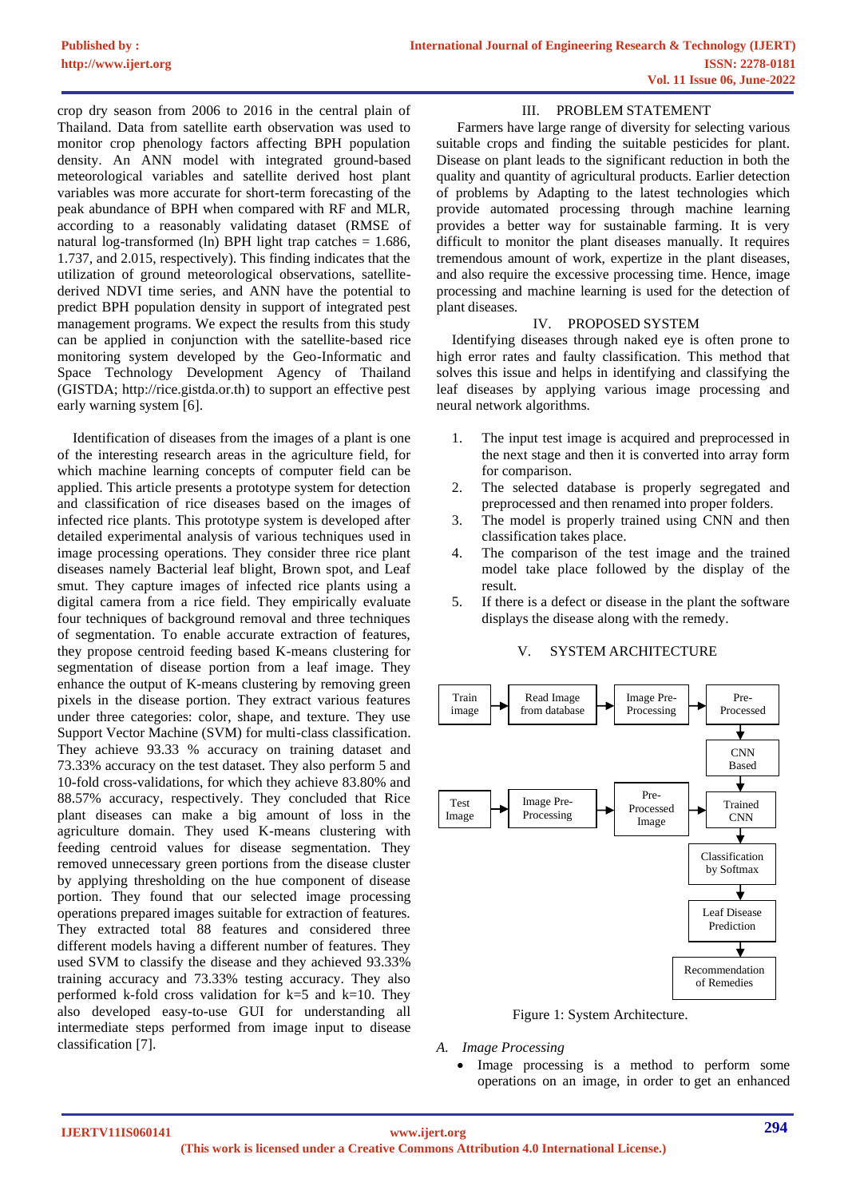crop dry season from 2006 to 2016 in the central plain of Thailand. Data from satellite earth observation was used to monitor crop phenology factors affecting BPH population density. An ANN model with integrated ground-based meteorological variables and satellite derived host plant variables was more accurate for short-term forecasting of the peak abundance of BPH when compared with RF and MLR, according to a reasonably validating dataset (RMSE of natural log-transformed (ln) BPH light trap catches = 1.686, 1.737, and 2.015, respectively). This finding indicates that the utilization of ground meteorological observations, satellite-derived NDVI time series, and ANN have the potential to predict BPH population density in support of integrated pest management programs. We expect the results from this study can be applied in conjunction with the satellite-based rice monitoring system developed by the Geo-Informatic and Space Technology Development Agency of Thailand (GISTDA; http://rice.gistda.or.th) to support an effective pest early warning system [6].

Identification of diseases from the images of a plant is one of the interesting research areas in the agriculture field, for which machine learning concepts of computer field can be applied. This article presents a prototype system for detection and classification of rice diseases based on the images of infected rice plants. This prototype system is developed after detailed experimental analysis of various techniques used in image processing operations. They consider three rice plant diseases namely Bacterial leaf blight, Brown spot, and Leaf smut. They capture images of infected rice plants using a digital camera from a rice field. They empirically evaluate four techniques of background removal and three techniques of segmentation. To enable accurate extraction of features, they propose centroid feeding based K-means clustering for segmentation of disease portion from a leaf image. They enhance the output of K-means clustering by removing green pixels in the disease portion. They extract various features under three categories: color, shape, and texture. They use Support Vector Machine (SVM) for multi-class classification. They achieve 93.33 % accuracy on training dataset and 73.33% accuracy on the test dataset. They also perform 5 and 10-fold cross-validations, for which they achieve 83.80% and 88.57% accuracy, respectively. They concluded that Rice plant diseases can make a big amount of loss in the agriculture domain. They used K-means clustering with feeding centroid values for disease segmentation. They removed unnecessary green portions from the disease cluster by applying thresholding on the hue component of disease portion. They found that our selected image processing operations prepared images suitable for extraction of features. They extracted total 88 features and considered three different models having a different number of features. They used SVM to classify the disease and they achieved 93.33% training accuracy and 73.33% testing accuracy. They also performed k-fold cross validation for k=5 and k=10. They also developed easy-to-use GUI for understanding all intermediate steps performed from image input to disease classification [7].

## III. PROBLEM STATEMENT

Farmers have large range of diversity for selecting various suitable crops and finding the suitable pesticides for plant. Disease on plant leads to the significant reduction in both the quality and quantity of agricultural products. Earlier detection of problems by Adapting to the latest technologies which provide automated processing through machine learning provides a better way for sustainable farming. It is very difficult to monitor the plant diseases manually. It requires tremendous amount of work, expertize in the plant diseases, and also require the excessive processing time. Hence, image processing and machine learning is used for the detection of plant diseases.

## IV. PROPOSED SYSTEM

Identifying diseases through naked eye is often prone to high error rates and faulty classification. This method that solves this issue and helps in identifying and classifying the leaf diseases by applying various image processing and neural network algorithms.

1. The input test image is acquired and preprocessed in the next stage and then it is converted into array form for comparison.
2. The selected database is properly segregated and preprocessed and then renamed into proper folders.
3. The model is properly trained using CNN and then classification takes place.
4. The comparison of the test image and the trained model take place followed by the display of the result.
5. If there is a defect or disease in the plant the software displays the disease along with the remedy.

## V. SYSTEM ARCHITECTURE

Train image → Read Image from database → Image Pre-Processing → Pre-Processed → CNN Based → Trained CNN

Test Image → Image Pre-Processing → Pre-Processed Image → Trained CNN → Classification by Softmax → Leaf Disease Prediction → Recommendation of Remedies

Figure 1: System Architecture.

### *A. Image Processing*

- Image processing is a method to perform some operations on an image, in order to get an enhanced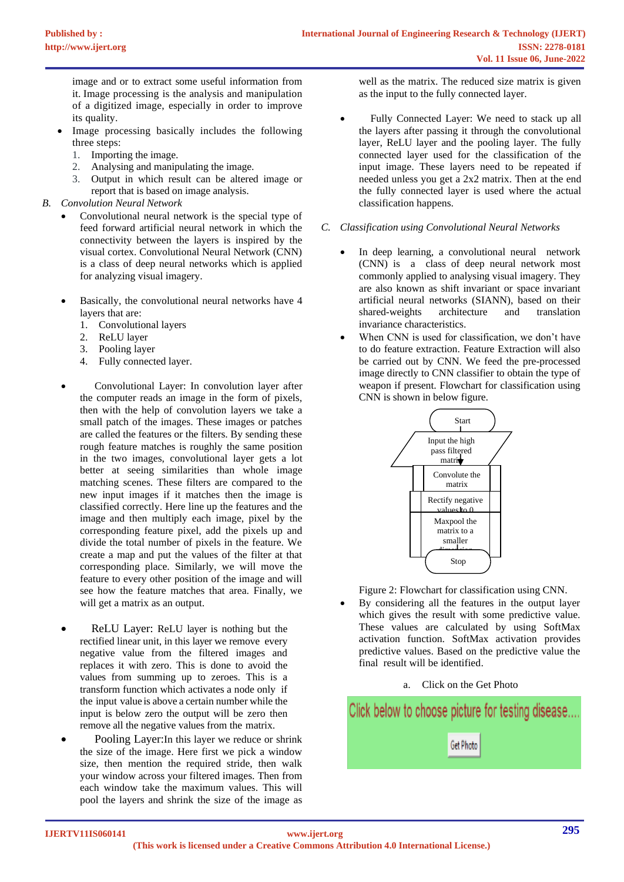image and or to extract some useful information from it. Image processing is the analysis and manipulation of a digitized image, especially in order to improve its quality.

- Image processing basically includes the following three steps:
  1. Importing the image.
  2. Analysing and manipulating the image.
  3. Output in which result can be altered image or report that is based on image analysis.

### *B. Convolution Neural Network*

- Convolutional neural network is the special type of feed forward artificial neural network in which the connectivity between the layers is inspired by the visual cortex. Convolutional Neural Network (CNN) is a class of deep neural networks which is applied for analyzing visual imagery.

- Basically, the convolutional neural networks have 4 layers that are:
  1. Convolutional layers
  2. ReLU layer
  3. Pooling layer
  4. Fully connected layer.

- Convolutional Layer: In convolution layer after the computer reads an image in the form of pixels, then with the help of convolution layers we take a small patch of the images. These images or patches are called the features or the filters. By sending these rough feature matches is roughly the same position in the two images, convolutional layer gets a lot better at seeing similarities than whole image matching scenes. These filters are compared to the new input images if it matches then the image is classified correctly. Here line up the features and the image and then multiply each image, pixel by the corresponding feature pixel, add the pixels up and divide the total number of pixels in the feature. We create a map and put the values of the filter at that corresponding place. Similarly, we will move the feature to every other position of the image and will see how the feature matches that area. Finally, we will get a matrix as an output.

- ReLU Layer: ReLU layer is nothing but the rectified linear unit, in this layer we remove every negative value from the filtered images and replaces it with zero. This is done to avoid the values from summing up to zeroes. This is a transform function which activates a node only if the input value is above a certain number while the input is below zero the output will be zero then remove all the negative values from the matrix.
- Pooling Layer:In this layer we reduce or shrink the size of the image. Here first we pick a window size, then mention the required stride, then walk your window across your filtered images. Then from each window take the maximum values. This will pool the layers and shrink the size of the image as well as the matrix. The reduced size matrix is given as the input to the fully connected layer.

- Fully Connected Layer: We need to stack up all the layers after passing it through the convolutional layer, ReLU layer and the pooling layer. The fully connected layer used for the classification of the input image. These layers need to be repeated if needed unless you get a 2x2 matrix. Then at the end the fully connected layer is used where the actual classification happens.

### *C. Classification using Convolutional Neural Networks*

- In deep learning, a convolutional neural network (CNN) is a class of deep neural network most commonly applied to analysing visual imagery. They are also known as shift invariant or space invariant artificial neural networks (SIANN), based on their shared-weights architecture and translation invariance characteristics.
- When CNN is used for classification, we don't have to do feature extraction. Feature Extraction will also be carried out by CNN. We feed the pre-processed image directly to CNN classifier to obtain the type of weapon if present. Flowchart for classification using CNN is shown in below figure.

Start → Input the high pass filtered matrix → Convolute the matrix → Rectify negative values to 0 → Maxpool the matrix to a smaller dimension → Stop

Figure 2: Flowchart for classification using CNN.

- By considering all the features in the output layer which gives the result with some predictive value. These values are calculated by using SoftMax activation function. SoftMax activation provides predictive values. Based on the predictive value the final result will be identified.

a. Click on the Get Photo

Click below to choose picture for testing disease....

Get Photo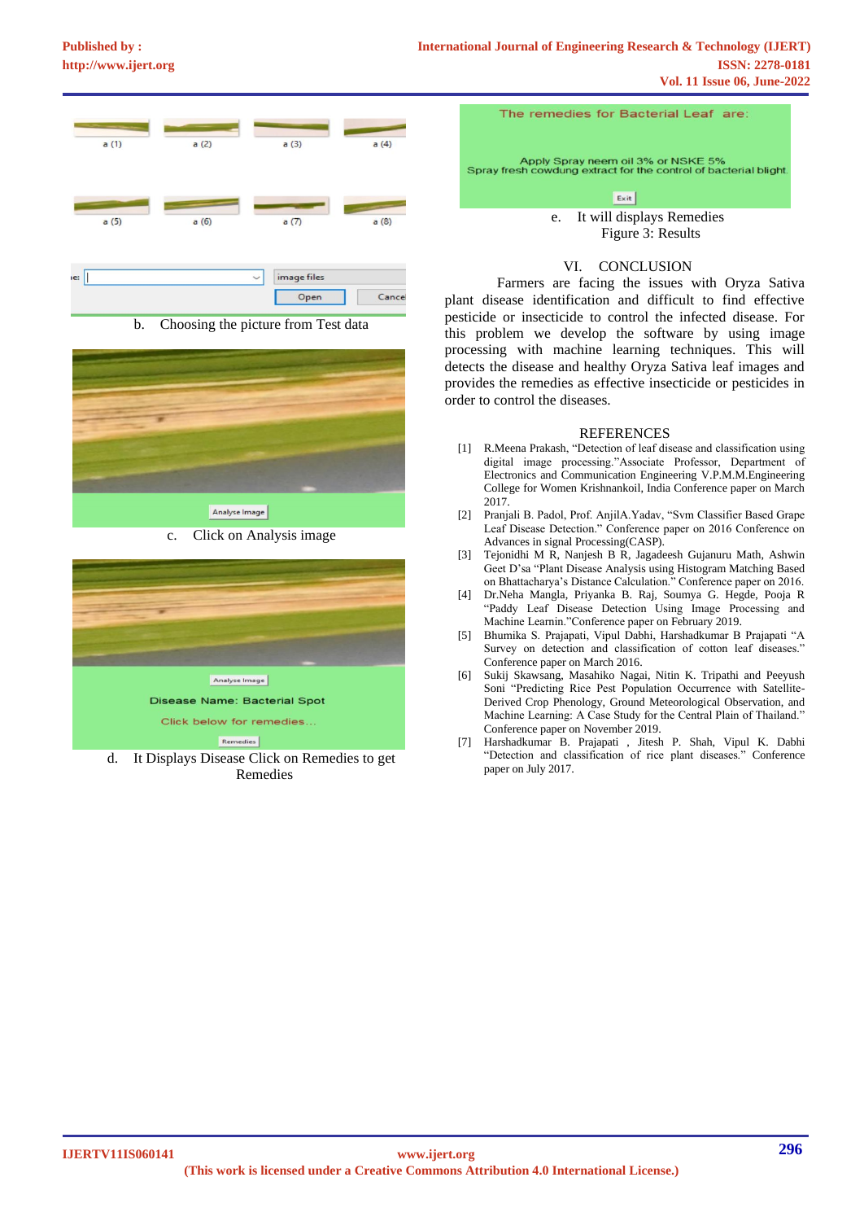a (1) a (2) a (3) a (4)

a (5) a (6) a (7) a (8)

image files

Open

Cance

b. Choosing the picture from Test data

Analyse Image

c. Click on Analysis image

Analyse Image

Disease Name: Bacterial Spot

Click below for remedies...

Remedies

d. It Displays Disease Click on Remedies to get Remedies

The remedies for Bacterial Leaf are:

Apply Spray neem oil 3% or NSKE 5%
Spray fresh cowdung extract for the control of bacterial blight.

Exit

e. It will displays Remedies

Figure 3: Results

## VI. CONCLUSION

Farmers are facing the issues with Oryza Sativa plant disease identification and difficult to find effective pesticide or insecticide to control the infected disease. For this problem we develop the software by using image processing with machine learning techniques. This will detects the disease and healthy Oryza Sativa leaf images and provides the remedies as effective insecticide or pesticides in order to control the diseases.

## REFERENCES

[1] R.Meena Prakash, "Detection of leaf disease and classification using digital image processing."Associate Professor, Department of Electronics and Communication Engineering V.P.M.M.Engineering College for Women Krishnankoil, India Conference paper on March 2017.

[2] Pranjali B. Padol, Prof. AnjilA.Yadav, "Svm Classifier Based Grape Leaf Disease Detection." Conference paper on 2016 Conference on Advances in signal Processing(CASP).

[3] Tejonidhi M R, Nanjesh B R, Jagadeesh Gujanuru Math, Ashwin Geet D'sa "Plant Disease Analysis using Histogram Matching Based on Bhattacharya's Distance Calculation." Conference paper on 2016.

[4] Dr.Neha Mangla, Priyanka B. Raj, Soumya G. Hegde, Pooja R "Paddy Leaf Disease Detection Using Image Processing and Machine Learnin."Conference paper on February 2019.

[5] Bhumika S. Prajapati, Vipul Dabhi, Harshadkumar B Prajapati "A Survey on detection and classification of cotton leaf diseases." Conference paper on March 2016.

[6] Sukij Skawsang, Masahiko Nagai, Nitin K. Tripathi and Peeyush Soni "Predicting Rice Pest Population Occurrence with Satellite-Derived Crop Phenology, Ground Meteorological Observation, and Machine Learning: A Case Study for the Central Plain of Thailand." Conference paper on November 2019.

[7] Harshadkumar B. Prajapati , Jitesh P. Shah, Vipul K. Dabhi "Detection and classification of rice plant diseases." Conference paper on July 2017.